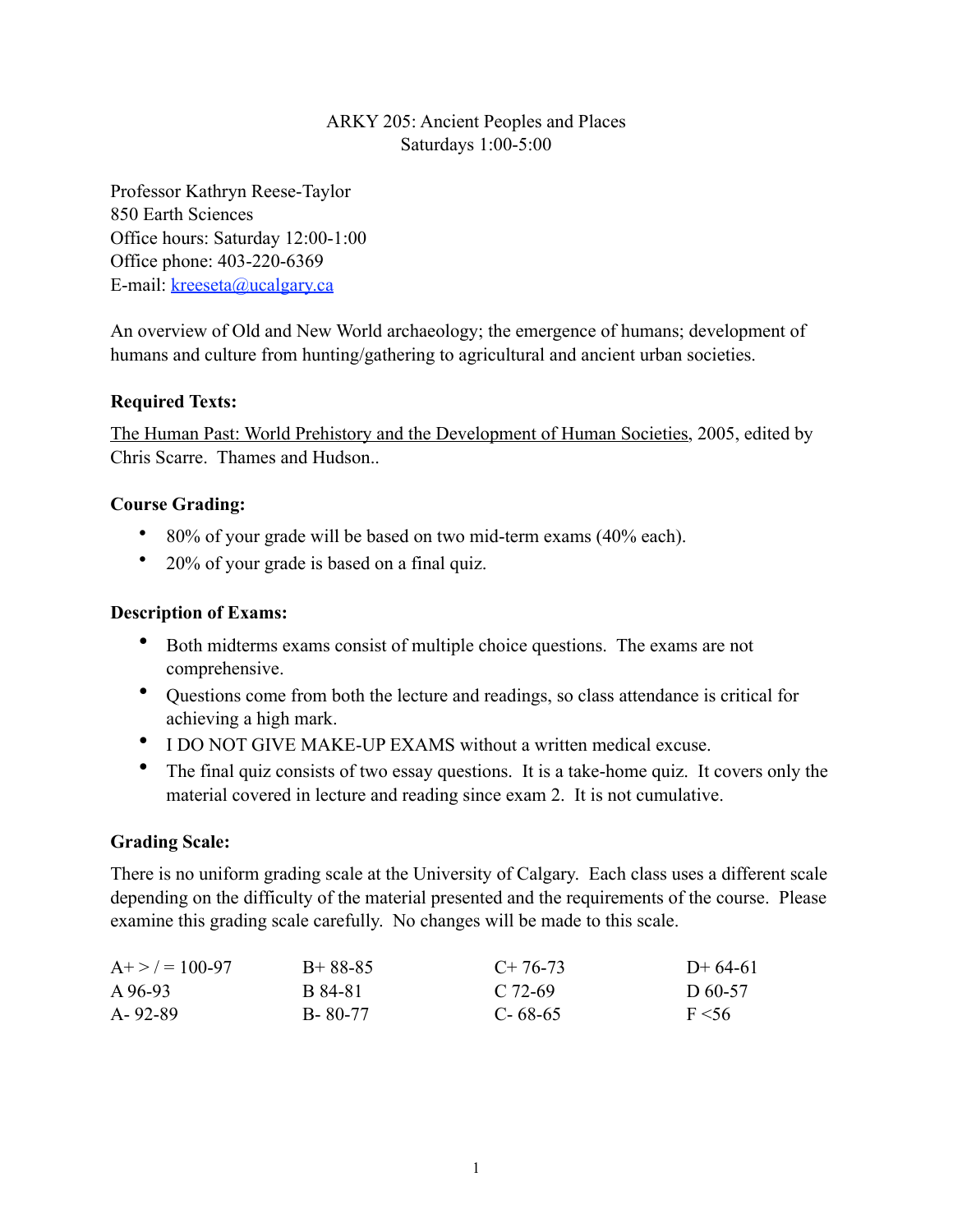ARKY 205: Ancient Peoples and Places
Saturdays 1:00-5:00

Professor Kathryn Reese-Taylor
850 Earth Sciences
Office hours: Saturday 12:00-1:00
Office phone: 403-220-6369
E-mail: kreeseta@ucalgary.ca

An overview of Old and New World archaeology; the emergence of humans; development of humans and culture from hunting/gathering to agricultural and ancient urban societies.

**Required Texts:**

The Human Past: World Prehistory and the Development of Human Societies, 2005, edited by Chris Scarre. Thames and Hudson..

**Course Grading:**

- 80% of your grade will be based on two mid-term exams (40% each).
- 20% of your grade is based on a final quiz.

**Description of Exams:**

- Both midterms exams consist of multiple choice questions. The exams are not comprehensive.
- Questions come from both the lecture and readings, so class attendance is critical for achieving a high mark.
- I DO NOT GIVE MAKE-UP EXAMS without a written medical excuse.
- The final quiz consists of two essay questions. It is a take-home quiz. It covers only the material covered in lecture and reading since exam 2. It is not cumulative.

**Grading Scale:**

There is no uniform grading scale at the University of Calgary. Each class uses a different scale depending on the difficulty of the material presented and the requirements of the course. Please examine this grading scale carefully. No changes will be made to this scale.

| | | | |
|---|---|---|---|
| A+ > / = 100-97 | B+ 88-85 | C+ 76-73 | D+ 64-61 |
| A 96-93 | B 84-81 | C 72-69 | D 60-57 |
| A- 92-89 | B- 80-77 | C- 68-65 | F <56 |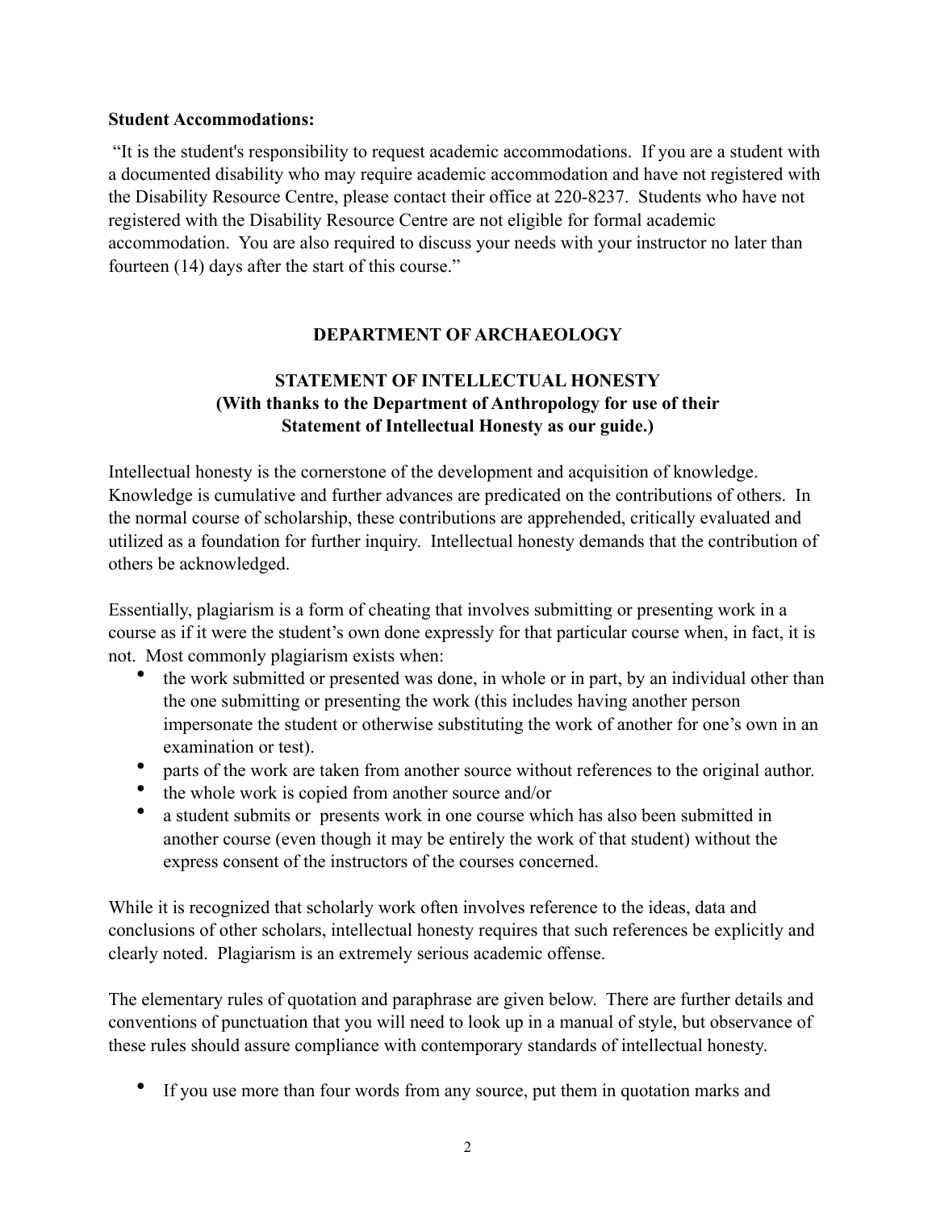**Student Accommodations:**

"It is the student's responsibility to request academic accommodations. If you are a student with a documented disability who may require academic accommodation and have not registered with the Disability Resource Centre, please contact their office at 220-8237. Students who have not registered with the Disability Resource Centre are not eligible for formal academic accommodation. You are also required to discuss your needs with your instructor no later than fourteen (14) days after the start of this course."

## DEPARTMENT OF ARCHAEOLOGY

### STATEMENT OF INTELLECTUAL HONESTY
**(With thanks to the Department of Anthropology for use of their Statement of Intellectual Honesty as our guide.)**

Intellectual honesty is the cornerstone of the development and acquisition of knowledge. Knowledge is cumulative and further advances are predicated on the contributions of others. In the normal course of scholarship, these contributions are apprehended, critically evaluated and utilized as a foundation for further inquiry. Intellectual honesty demands that the contribution of others be acknowledged.

Essentially, plagiarism is a form of cheating that involves submitting or presenting work in a course as if it were the student's own done expressly for that particular course when, in fact, it is not. Most commonly plagiarism exists when:

- the work submitted or presented was done, in whole or in part, by an individual other than the one submitting or presenting the work (this includes having another person impersonate the student or otherwise substituting the work of another for one's own in an examination or test).
- parts of the work are taken from another source without references to the original author.
- the whole work is copied from another source and/or
- a student submits or presents work in one course which has also been submitted in another course (even though it may be entirely the work of that student) without the express consent of the instructors of the courses concerned.

While it is recognized that scholarly work often involves reference to the ideas, data and conclusions of other scholars, intellectual honesty requires that such references be explicitly and clearly noted. Plagiarism is an extremely serious academic offense.

The elementary rules of quotation and paraphrase are given below. There are further details and conventions of punctuation that you will need to look up in a manual of style, but observance of these rules should assure compliance with contemporary standards of intellectual honesty.

- If you use more than four words from any source, put them in quotation marks and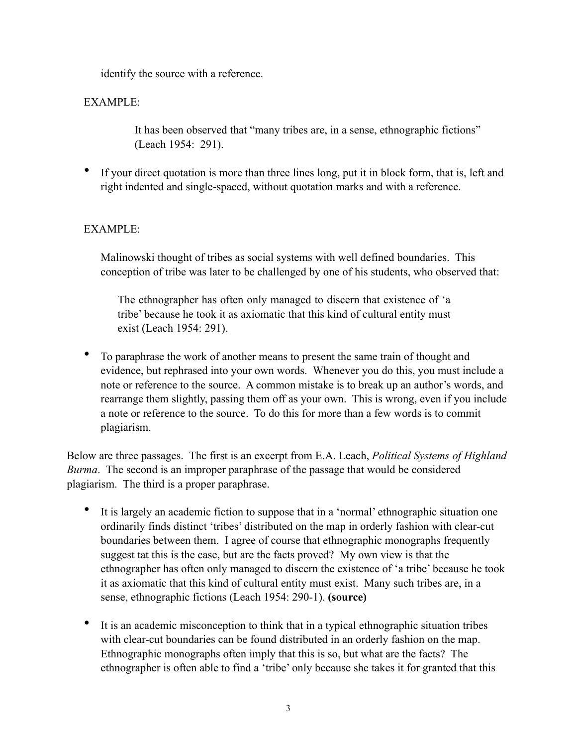identify the source with a reference.

EXAMPLE:

> It has been observed that "many tribes are, in a sense, ethnographic fictions" (Leach 1954: 291).

- If your direct quotation is more than three lines long, put it in block form, that is, left and right indented and single-spaced, without quotation marks and with a reference.

EXAMPLE:

Malinowski thought of tribes as social systems with well defined boundaries. This conception of tribe was later to be challenged by one of his students, who observed that:

> The ethnographer has often only managed to discern that existence of 'a tribe' because he took it as axiomatic that this kind of cultural entity must exist (Leach 1954: 291).

- To paraphrase the work of another means to present the same train of thought and evidence, but rephrased into your own words. Whenever you do this, you must include a note or reference to the source. A common mistake is to break up an author's words, and rearrange them slightly, passing them off as your own. This is wrong, even if you include a note or reference to the source. To do this for more than a few words is to commit plagiarism.

Below are three passages. The first is an excerpt from E.A. Leach, *Political Systems of Highland Burma*. The second is an improper paraphrase of the passage that would be considered plagiarism. The third is a proper paraphrase.

- It is largely an academic fiction to suppose that in a 'normal' ethnographic situation one ordinarily finds distinct 'tribes' distributed on the map in orderly fashion with clear-cut boundaries between them. I agree of course that ethnographic monographs frequently suggest tat this is the case, but are the facts proved? My own view is that the ethnographer has often only managed to discern the existence of 'a tribe' because he took it as axiomatic that this kind of cultural entity must exist. Many such tribes are, in a sense, ethnographic fictions (Leach 1954: 290-1). **(source)**

- It is an academic misconception to think that in a typical ethnographic situation tribes with clear-cut boundaries can be found distributed in an orderly fashion on the map. Ethnographic monographs often imply that this is so, but what are the facts? The ethnographer is often able to find a 'tribe' only because she takes it for granted that this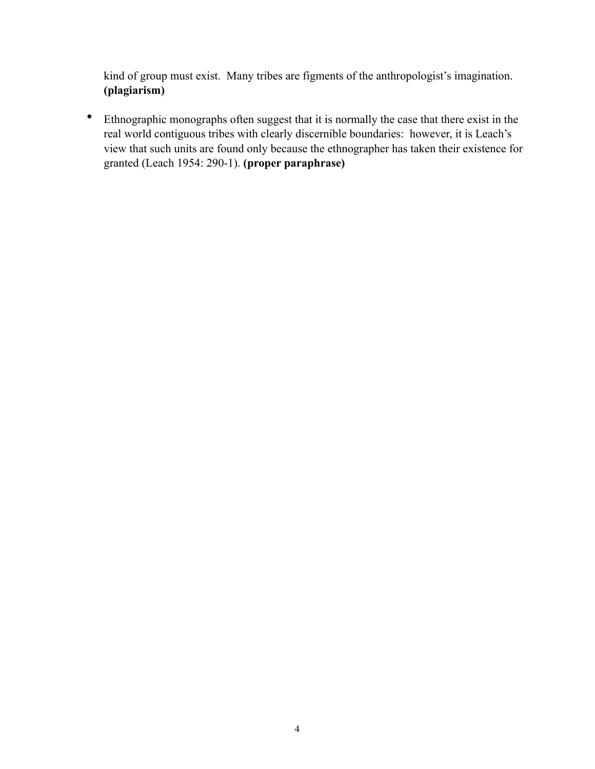kind of group must exist. Many tribes are figments of the anthropologist's imagination. **(plagiarism)**

- Ethnographic monographs often suggest that it is normally the case that there exist in the real world contiguous tribes with clearly discernible boundaries: however, it is Leach's view that such units are found only because the ethnographer has taken their existence for granted (Leach 1954: 290-1). **(proper paraphrase)**